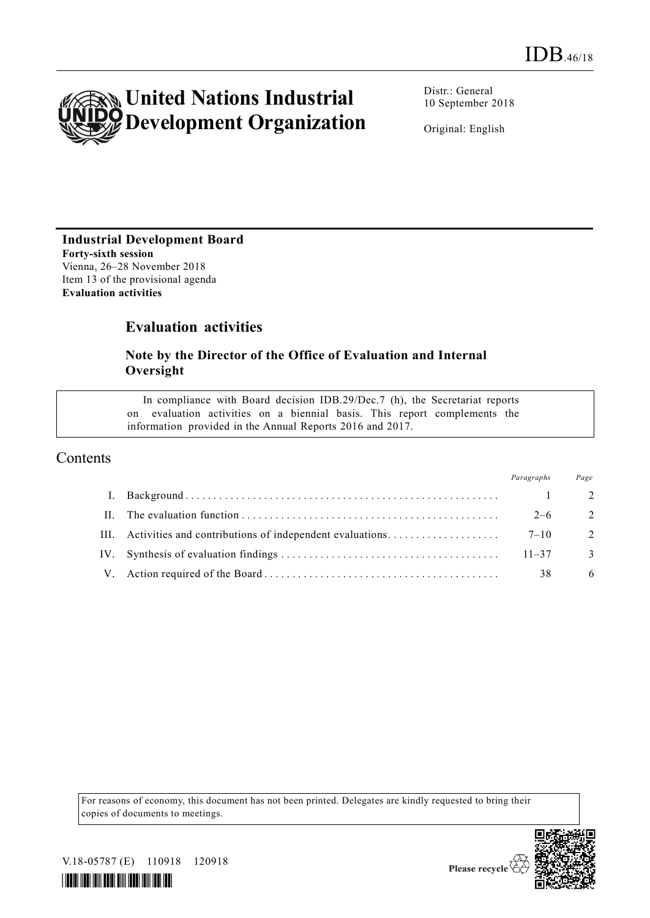IDB.46/18

# United Nations Industrial Development Organization

Distr.: General
10 September 2018

Original: English

**Industrial Development Board**
**Forty-sixth session**
Vienna, 26–28 November 2018
Item 13 of the provisional agenda
**Evaluation activities**

## Evaluation activities

### Note by the Director of the Office of Evaluation and Internal Oversight

In compliance with Board decision IDB.29/Dec.7 (h), the Secretariat reports on evaluation activities on a biennial basis. This report complements the information provided in the Annual Reports 2016 and 2017.

## Contents

| | | *Paragraphs* | *Page* |
|---|---|---|---|
| I. | Background | 1 | 2 |
| II. | The evaluation function | 2–6 | 2 |
| III. | Activities and contributions of independent evaluations | 7–10 | 2 |
| IV. | Synthesis of evaluation findings | 11–37 | 3 |
| V. | Action required of the Board | 38 | 6 |

For reasons of economy, this document has not been printed. Delegates are kindly requested to bring their copies of documents to meetings.

V.18-05787 (E) 110918 120918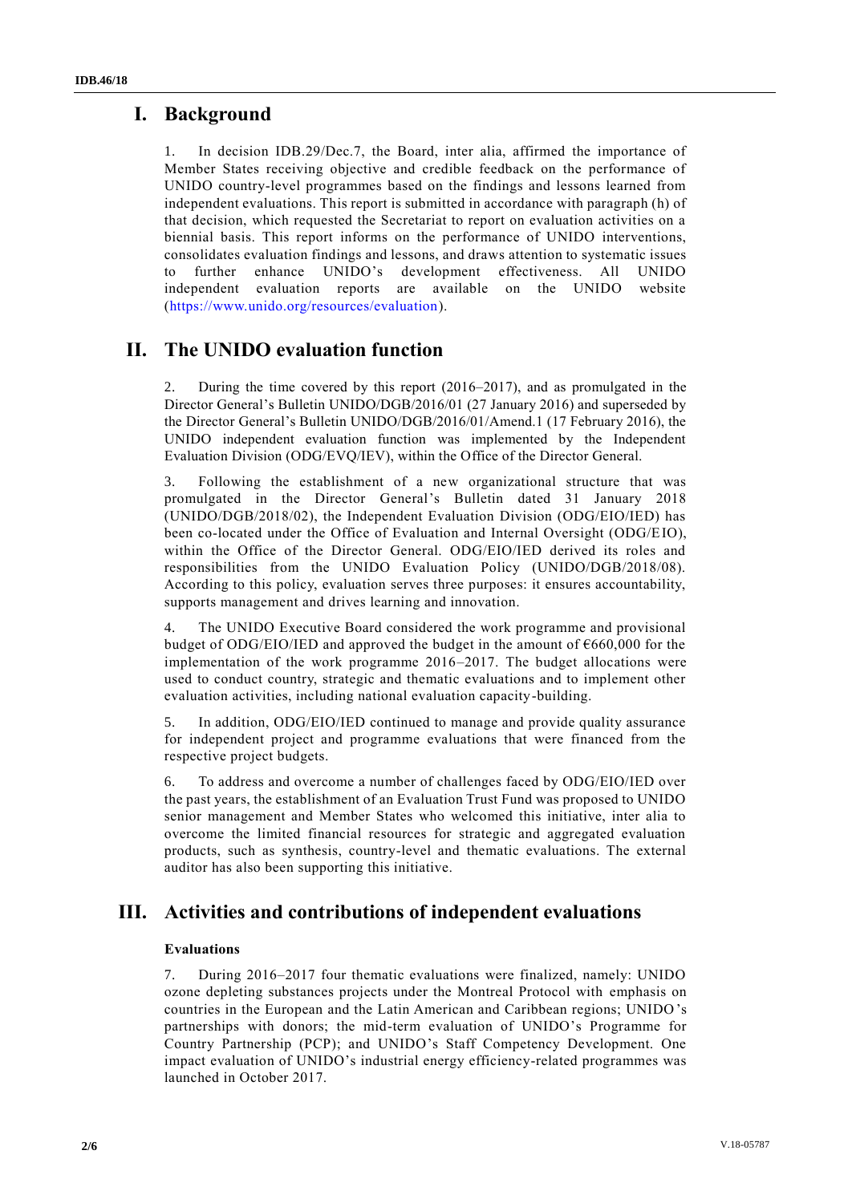# I. Background

1. In decision IDB.29/Dec.7, the Board, inter alia, affirmed the importance of Member States receiving objective and credible feedback on the performance of UNIDO country-level programmes based on the findings and lessons learned from independent evaluations. This report is submitted in accordance with paragraph (h) of that decision, which requested the Secretariat to report on evaluation activities on a biennial basis. This report informs on the performance of UNIDO interventions, consolidates evaluation findings and lessons, and draws attention to systematic issues to further enhance UNIDO's development effectiveness. All UNIDO independent evaluation reports are available on the UNIDO website (https://www.unido.org/resources/evaluation).

# II. The UNIDO evaluation function

2. During the time covered by this report (2016–2017), and as promulgated in the Director General's Bulletin UNIDO/DGB/2016/01 (27 January 2016) and superseded by the Director General's Bulletin UNIDO/DGB/2016/01/Amend.1 (17 February 2016), the UNIDO independent evaluation function was implemented by the Independent Evaluation Division (ODG/EVQ/IEV), within the Office of the Director General.

3. Following the establishment of a new organizational structure that was promulgated in the Director General's Bulletin dated 31 January 2018 (UNIDO/DGB/2018/02), the Independent Evaluation Division (ODG/EIO/IED) has been co-located under the Office of Evaluation and Internal Oversight (ODG/EIO), within the Office of the Director General. ODG/EIO/IED derived its roles and responsibilities from the UNIDO Evaluation Policy (UNIDO/DGB/2018/08). According to this policy, evaluation serves three purposes: it ensures accountability, supports management and drives learning and innovation.

4. The UNIDO Executive Board considered the work programme and provisional budget of ODG/EIO/IED and approved the budget in the amount of €660,000 for the implementation of the work programme 2016–2017. The budget allocations were used to conduct country, strategic and thematic evaluations and to implement other evaluation activities, including national evaluation capacity-building.

5. In addition, ODG/EIO/IED continued to manage and provide quality assurance for independent project and programme evaluations that were financed from the respective project budgets.

6. To address and overcome a number of challenges faced by ODG/EIO/IED over the past years, the establishment of an Evaluation Trust Fund was proposed to UNIDO senior management and Member States who welcomed this initiative, inter alia to overcome the limited financial resources for strategic and aggregated evaluation products, such as synthesis, country-level and thematic evaluations. The external auditor has also been supporting this initiative.

# III. Activities and contributions of independent evaluations

### Evaluations

7. During 2016–2017 four thematic evaluations were finalized, namely: UNIDO ozone depleting substances projects under the Montreal Protocol with emphasis on countries in the European and the Latin American and Caribbean regions; UNIDO's partnerships with donors; the mid-term evaluation of UNIDO's Programme for Country Partnership (PCP); and UNIDO's Staff Competency Development. One impact evaluation of UNIDO's industrial energy efficiency-related programmes was launched in October 2017.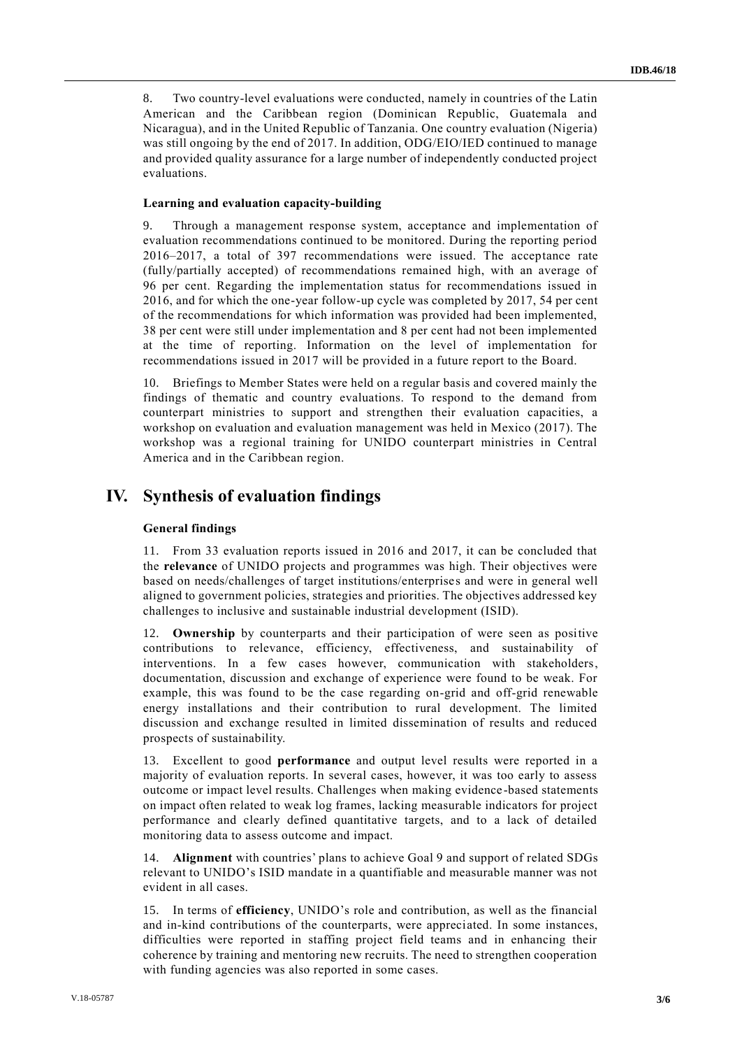8. Two country-level evaluations were conducted, namely in countries of the Latin American and the Caribbean region (Dominican Republic, Guatemala and Nicaragua), and in the United Republic of Tanzania. One country evaluation (Nigeria) was still ongoing by the end of 2017. In addition, ODG/EIO/IED continued to manage and provided quality assurance for a large number of independently conducted project evaluations.

### Learning and evaluation capacity-building

9. Through a management response system, acceptance and implementation of evaluation recommendations continued to be monitored. During the reporting period 2016–2017, a total of 397 recommendations were issued. The acceptance rate (fully/partially accepted) of recommendations remained high, with an average of 96 per cent. Regarding the implementation status for recommendations issued in 2016, and for which the one-year follow-up cycle was completed by 2017, 54 per cent of the recommendations for which information was provided had been implemented, 38 per cent were still under implementation and 8 per cent had not been implemented at the time of reporting. Information on the level of implementation for recommendations issued in 2017 will be provided in a future report to the Board.

10. Briefings to Member States were held on a regular basis and covered mainly the findings of thematic and country evaluations. To respond to the demand from counterpart ministries to support and strengthen their evaluation capacities, a workshop on evaluation and evaluation management was held in Mexico (2017). The workshop was a regional training for UNIDO counterpart ministries in Central America and in the Caribbean region.

## IV. Synthesis of evaluation findings

### General findings

11. From 33 evaluation reports issued in 2016 and 2017, it can be concluded that the **relevance** of UNIDO projects and programmes was high. Their objectives were based on needs/challenges of target institutions/enterprises and were in general well aligned to government policies, strategies and priorities. The objectives addressed key challenges to inclusive and sustainable industrial development (ISID).

12. **Ownership** by counterparts and their participation of were seen as positive contributions to relevance, efficiency, effectiveness, and sustainability of interventions. In a few cases however, communication with stakeholders, documentation, discussion and exchange of experience were found to be weak. For example, this was found to be the case regarding on-grid and off-grid renewable energy installations and their contribution to rural development. The limited discussion and exchange resulted in limited dissemination of results and reduced prospects of sustainability.

13. Excellent to good **performance** and output level results were reported in a majority of evaluation reports. In several cases, however, it was too early to assess outcome or impact level results. Challenges when making evidence-based statements on impact often related to weak log frames, lacking measurable indicators for project performance and clearly defined quantitative targets, and to a lack of detailed monitoring data to assess outcome and impact.

14. **Alignment** with countries' plans to achieve Goal 9 and support of related SDGs relevant to UNIDO's ISID mandate in a quantifiable and measurable manner was not evident in all cases.

15. In terms of **efficiency**, UNIDO's role and contribution, as well as the financial and in-kind contributions of the counterparts, were appreciated. In some instances, difficulties were reported in staffing project field teams and in enhancing their coherence by training and mentoring new recruits. The need to strengthen cooperation with funding agencies was also reported in some cases.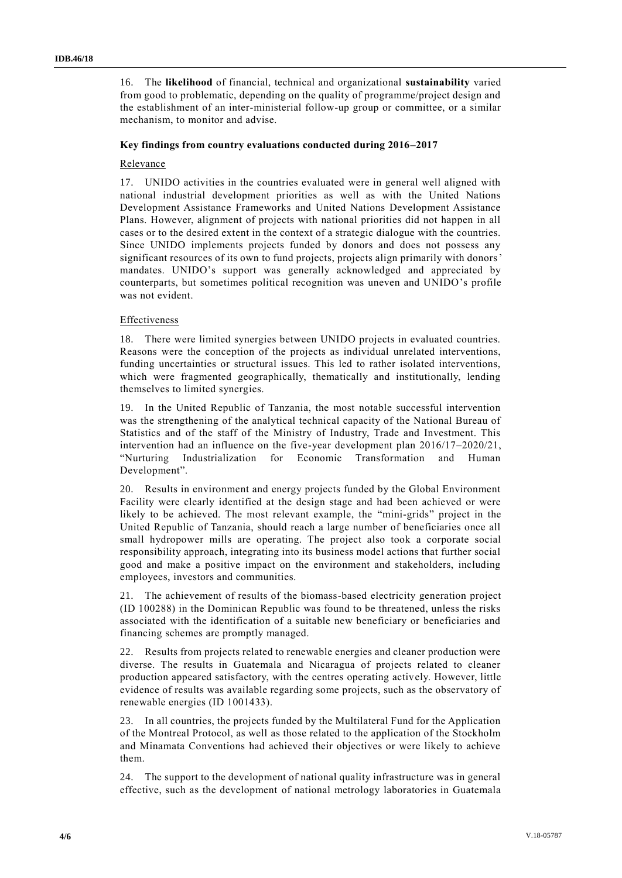16. The **likelihood** of financial, technical and organizational **sustainability** varied from good to problematic, depending on the quality of programme/project design and the establishment of an inter-ministerial follow-up group or committee, or a similar mechanism, to monitor and advise.

**Key findings from country evaluations conducted during 2016–2017**

Relevance

17. UNIDO activities in the countries evaluated were in general well aligned with national industrial development priorities as well as with the United Nations Development Assistance Frameworks and United Nations Development Assistance Plans. However, alignment of projects with national priorities did not happen in all cases or to the desired extent in the context of a strategic dialogue with the countries. Since UNIDO implements projects funded by donors and does not possess any significant resources of its own to fund projects, projects align primarily with donors' mandates. UNIDO's support was generally acknowledged and appreciated by counterparts, but sometimes political recognition was uneven and UNIDO's profile was not evident.

Effectiveness

18. There were limited synergies between UNIDO projects in evaluated countries. Reasons were the conception of the projects as individual unrelated interventions, funding uncertainties or structural issues. This led to rather isolated interventions, which were fragmented geographically, thematically and institutionally, lending themselves to limited synergies.

19. In the United Republic of Tanzania, the most notable successful intervention was the strengthening of the analytical technical capacity of the National Bureau of Statistics and of the staff of the Ministry of Industry, Trade and Investment. This intervention had an influence on the five-year development plan 2016/17–2020/21, "Nurturing Industrialization for Economic Transformation and Human Development".

20. Results in environment and energy projects funded by the Global Environment Facility were clearly identified at the design stage and had been achieved or were likely to be achieved. The most relevant example, the "mini-grids" project in the United Republic of Tanzania, should reach a large number of beneficiaries once all small hydropower mills are operating. The project also took a corporate social responsibility approach, integrating into its business model actions that further social good and make a positive impact on the environment and stakeholders, including employees, investors and communities.

21. The achievement of results of the biomass-based electricity generation project (ID 100288) in the Dominican Republic was found to be threatened, unless the risks associated with the identification of a suitable new beneficiary or beneficiaries and financing schemes are promptly managed.

22. Results from projects related to renewable energies and cleaner production were diverse. The results in Guatemala and Nicaragua of projects related to cleaner production appeared satisfactory, with the centres operating actively. However, little evidence of results was available regarding some projects, such as the observatory of renewable energies (ID 1001433).

23. In all countries, the projects funded by the Multilateral Fund for the Application of the Montreal Protocol, as well as those related to the application of the Stockholm and Minamata Conventions had achieved their objectives or were likely to achieve them.

24. The support to the development of national quality infrastructure was in general effective, such as the development of national metrology laboratories in Guatemala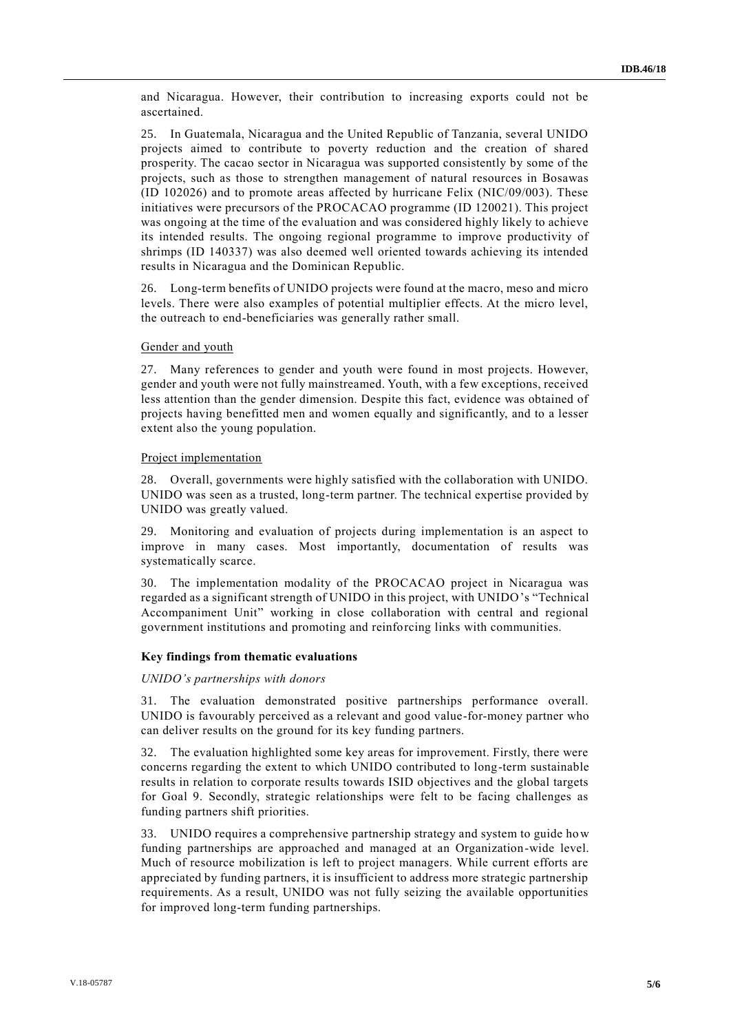and Nicaragua. However, their contribution to increasing exports could not be ascertained.

25. In Guatemala, Nicaragua and the United Republic of Tanzania, several UNIDO projects aimed to contribute to poverty reduction and the creation of shared prosperity. The cacao sector in Nicaragua was supported consistently by some of the projects, such as those to strengthen management of natural resources in Bosawas (ID 102026) and to promote areas affected by hurricane Felix (NIC/09/003). These initiatives were precursors of the PROCACAO programme (ID 120021). This project was ongoing at the time of the evaluation and was considered highly likely to achieve its intended results. The ongoing regional programme to improve productivity of shrimps (ID 140337) was also deemed well oriented towards achieving its intended results in Nicaragua and the Dominican Republic.

26. Long-term benefits of UNIDO projects were found at the macro, meso and micro levels. There were also examples of potential multiplier effects. At the micro level, the outreach to end-beneficiaries was generally rather small.

Gender and youth

27. Many references to gender and youth were found in most projects. However, gender and youth were not fully mainstreamed. Youth, with a few exceptions, received less attention than the gender dimension. Despite this fact, evidence was obtained of projects having benefitted men and women equally and significantly, and to a lesser extent also the young population.

Project implementation

28. Overall, governments were highly satisfied with the collaboration with UNIDO. UNIDO was seen as a trusted, long-term partner. The technical expertise provided by UNIDO was greatly valued.

29. Monitoring and evaluation of projects during implementation is an aspect to improve in many cases. Most importantly, documentation of results was systematically scarce.

30. The implementation modality of the PROCACAO project in Nicaragua was regarded as a significant strength of UNIDO in this project, with UNIDO's "Technical Accompaniment Unit" working in close collaboration with central and regional government institutions and promoting and reinforcing links with communities.

**Key findings from thematic evaluations**

*UNIDO's partnerships with donors*

31. The evaluation demonstrated positive partnerships performance overall. UNIDO is favourably perceived as a relevant and good value-for-money partner who can deliver results on the ground for its key funding partners.

32. The evaluation highlighted some key areas for improvement. Firstly, there were concerns regarding the extent to which UNIDO contributed to long-term sustainable results in relation to corporate results towards ISID objectives and the global targets for Goal 9. Secondly, strategic relationships were felt to be facing challenges as funding partners shift priorities.

33. UNIDO requires a comprehensive partnership strategy and system to guide how funding partnerships are approached and managed at an Organization-wide level. Much of resource mobilization is left to project managers. While current efforts are appreciated by funding partners, it is insufficient to address more strategic partnership requirements. As a result, UNIDO was not fully seizing the available opportunities for improved long-term funding partnerships.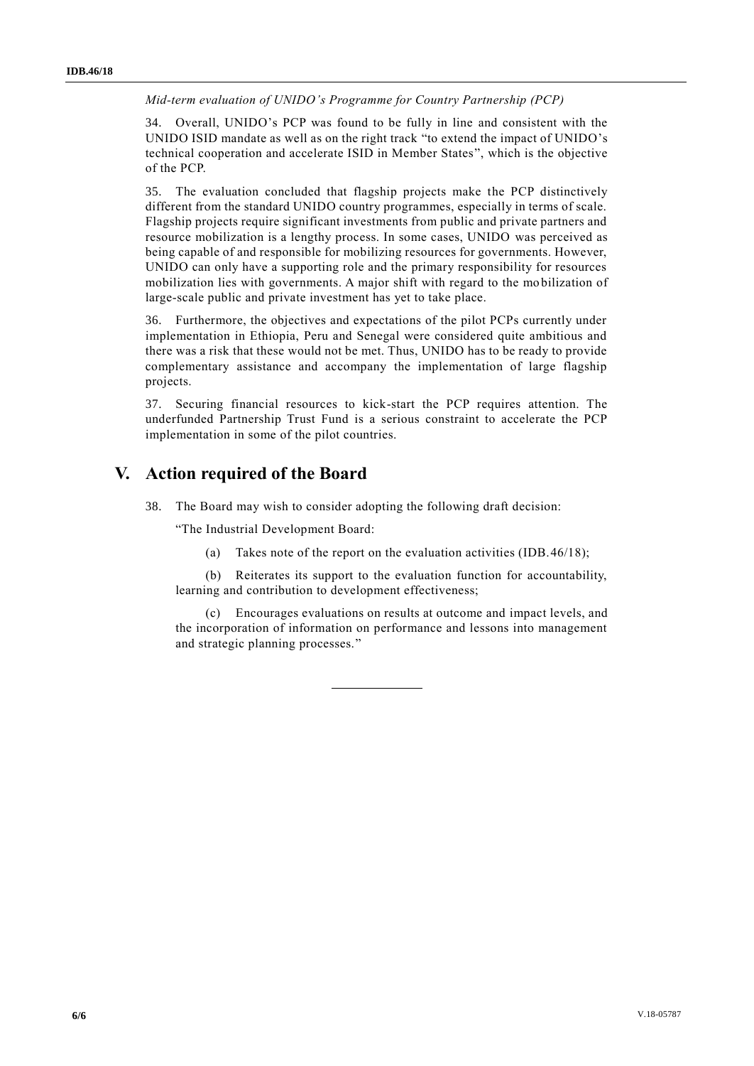*Mid-term evaluation of UNIDO's Programme for Country Partnership (PCP)*

34. Overall, UNIDO's PCP was found to be fully in line and consistent with the UNIDO ISID mandate as well as on the right track "to extend the impact of UNIDO's technical cooperation and accelerate ISID in Member States", which is the objective of the PCP.

35. The evaluation concluded that flagship projects make the PCP distinctively different from the standard UNIDO country programmes, especially in terms of scale. Flagship projects require significant investments from public and private partners and resource mobilization is a lengthy process. In some cases, UNIDO was perceived as being capable of and responsible for mobilizing resources for governments. However, UNIDO can only have a supporting role and the primary responsibility for resources mobilization lies with governments. A major shift with regard to the mobilization of large-scale public and private investment has yet to take place.

36. Furthermore, the objectives and expectations of the pilot PCPs currently under implementation in Ethiopia, Peru and Senegal were considered quite ambitious and there was a risk that these would not be met. Thus, UNIDO has to be ready to provide complementary assistance and accompany the implementation of large flagship projects.

37. Securing financial resources to kick-start the PCP requires attention. The underfunded Partnership Trust Fund is a serious constraint to accelerate the PCP implementation in some of the pilot countries.

# V. Action required of the Board

38. The Board may wish to consider adopting the following draft decision:

"The Industrial Development Board:

(a) Takes note of the report on the evaluation activities (IDB.46/18);

(b) Reiterates its support to the evaluation function for accountability, learning and contribution to development effectiveness;

(c) Encourages evaluations on results at outcome and impact levels, and the incorporation of information on performance and lessons into management and strategic planning processes."